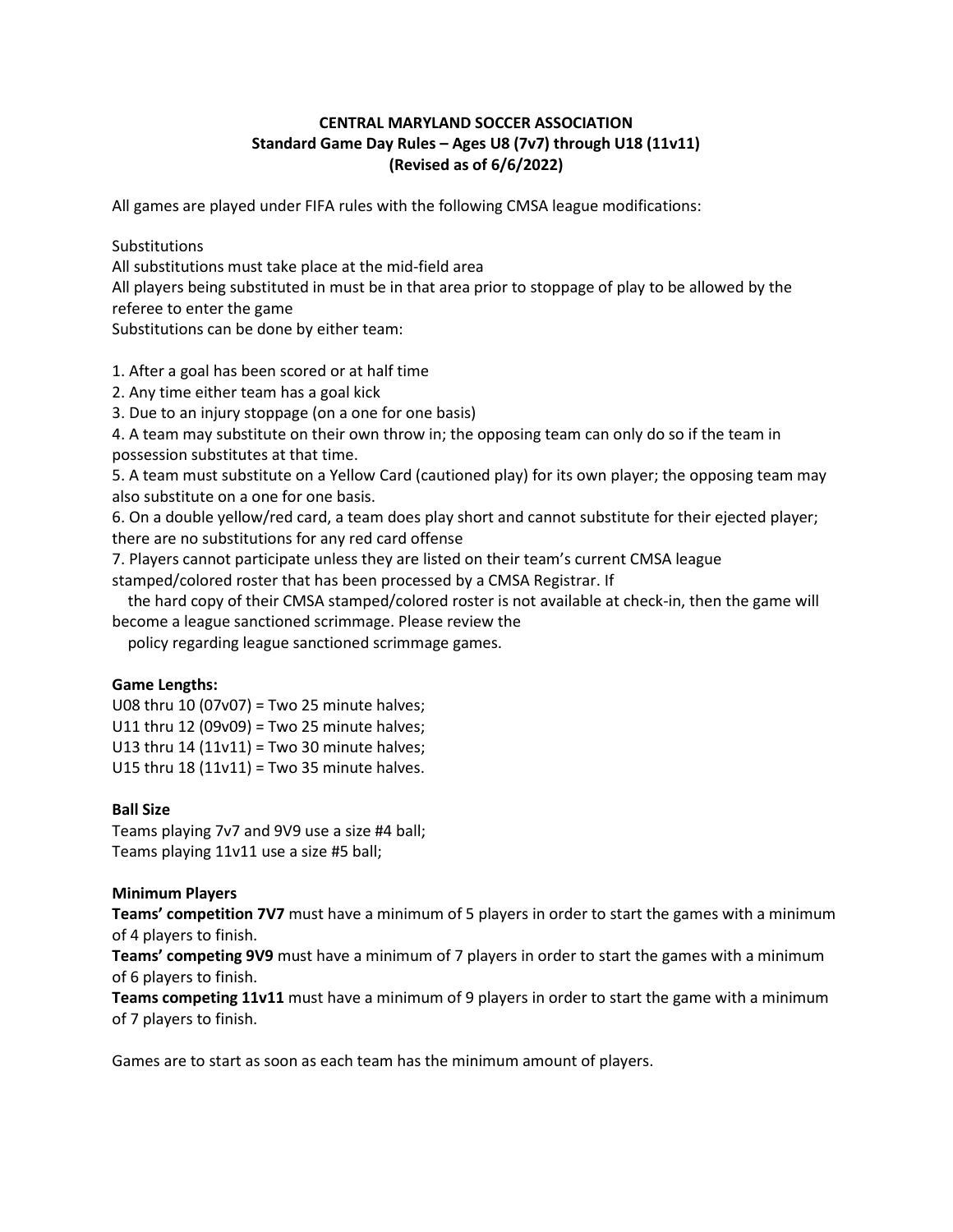**CENTRAL MARYLAND SOCCER ASSOCIATION**
**Standard Game Day Rules – Ages U8 (7v7) through U18 (11v11)**
**(Revised as of 6/6/2022)**

All games are played under FIFA rules with the following CMSA league modifications:

Substitutions
All substitutions must take place at the mid-field area
All players being substituted in must be in that area prior to stoppage of play to be allowed by the referee to enter the game
Substitutions can be done by either team:

1. After a goal has been scored or at half time
2. Any time either team has a goal kick
3. Due to an injury stoppage (on a one for one basis)
4. A team may substitute on their own throw in; the opposing team can only do so if the team in possession substitutes at that time.
5. A team must substitute on a Yellow Card (cautioned play) for its own player; the opposing team may also substitute on a one for one basis.
6. On a double yellow/red card, a team does play short and cannot substitute for their ejected player; there are no substitutions for any red card offense
7. Players cannot participate unless they are listed on their team's current CMSA league stamped/colored roster that has been processed by a CMSA Registrar. If the hard copy of their CMSA stamped/colored roster is not available at check-in, then the game will become a league sanctioned scrimmage. Please review the policy regarding league sanctioned scrimmage games.

**Game Lengths:**
U08 thru 10 (07v07) = Two 25 minute halves;
U11 thru 12 (09v09) = Two 25 minute halves;
U13 thru 14 (11v11) = Two 30 minute halves;
U15 thru 18 (11v11) = Two 35 minute halves.

**Ball Size**
Teams playing 7v7 and 9V9 use a size #4 ball;
Teams playing 11v11 use a size #5 ball;

**Minimum Players**
**Teams' competition 7V7** must have a minimum of 5 players in order to start the games with a minimum of 4 players to finish.
**Teams' competing 9V9** must have a minimum of 7 players in order to start the games with a minimum of 6 players to finish.
**Teams competing 11v11** must have a minimum of 9 players in order to start the game with a minimum of 7 players to finish.

Games are to start as soon as each team has the minimum amount of players.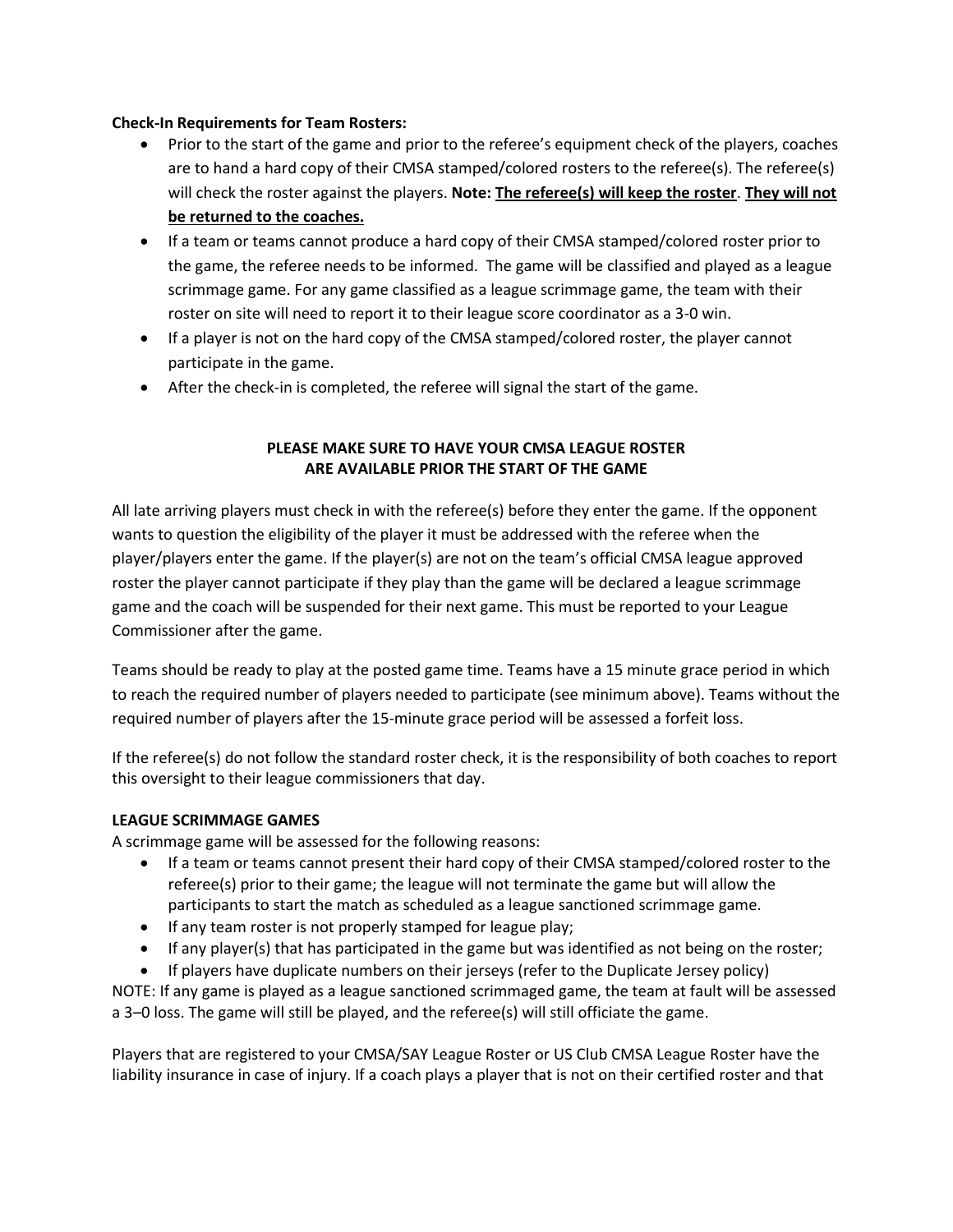**Check-In Requirements for Team Rosters:**

- Prior to the start of the game and prior to the referee's equipment check of the players, coaches are to hand a hard copy of their CMSA stamped/colored rosters to the referee(s). The referee(s) will check the roster against the players. **Note: <u>The referee(s) will keep the roster</u>. <u>They will not be returned to the coaches.</u>**
- If a team or teams cannot produce a hard copy of their CMSA stamped/colored roster prior to the game, the referee needs to be informed. The game will be classified and played as a league scrimmage game. For any game classified as a league scrimmage game, the team with their roster on site will need to report it to their league score coordinator as a 3-0 win.
- If a player is not on the hard copy of the CMSA stamped/colored roster, the player cannot participate in the game.
- After the check-in is completed, the referee will signal the start of the game.

**PLEASE MAKE SURE TO HAVE YOUR CMSA LEAGUE ROSTER ARE AVAILABLE PRIOR THE START OF THE GAME**

All late arriving players must check in with the referee(s) before they enter the game. If the opponent wants to question the eligibility of the player it must be addressed with the referee when the player/players enter the game. If the player(s) are not on the team's official CMSA league approved roster the player cannot participate if they play than the game will be declared a league scrimmage game and the coach will be suspended for their next game. This must be reported to your League Commissioner after the game.

Teams should be ready to play at the posted game time. Teams have a 15 minute grace period in which to reach the required number of players needed to participate (see minimum above). Teams without the required number of players after the 15-minute grace period will be assessed a forfeit loss.

If the referee(s) do not follow the standard roster check, it is the responsibility of both coaches to report this oversight to their league commissioners that day.

**LEAGUE SCRIMMAGE GAMES**

A scrimmage game will be assessed for the following reasons:

- If a team or teams cannot present their hard copy of their CMSA stamped/colored roster to the referee(s) prior to their game; the league will not terminate the game but will allow the participants to start the match as scheduled as a league sanctioned scrimmage game.
- If any team roster is not properly stamped for league play;
- If any player(s) that has participated in the game but was identified as not being on the roster;
- If players have duplicate numbers on their jerseys (refer to the Duplicate Jersey policy)

NOTE: If any game is played as a league sanctioned scrimmaged game, the team at fault will be assessed a 3–0 loss. The game will still be played, and the referee(s) will still officiate the game.

Players that are registered to your CMSA/SAY League Roster or US Club CMSA League Roster have the liability insurance in case of injury. If a coach plays a player that is not on their certified roster and that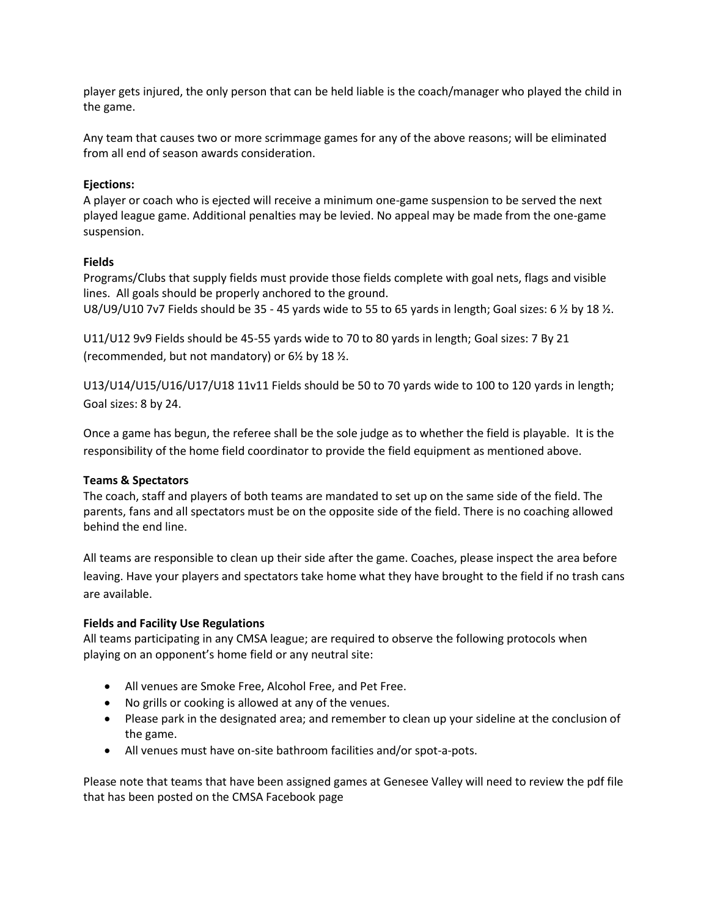player gets injured, the only person that can be held liable is the coach/manager who played the child in the game.

Any team that causes two or more scrimmage games for any of the above reasons; will be eliminated from all end of season awards consideration.

**Ejections:**
A player or coach who is ejected will receive a minimum one-game suspension to be served the next played league game. Additional penalties may be levied. No appeal may be made from the one-game suspension.

**Fields**
Programs/Clubs that supply fields must provide those fields complete with goal nets, flags and visible lines. All goals should be properly anchored to the ground.
U8/U9/U10 7v7 Fields should be 35 - 45 yards wide to 55 to 65 yards in length; Goal sizes: 6 ½ by 18 ½.

U11/U12 9v9 Fields should be 45-55 yards wide to 70 to 80 yards in length; Goal sizes: 7 By 21 (recommended, but not mandatory) or 6½ by 18 ½.

U13/U14/U15/U16/U17/U18 11v11 Fields should be 50 to 70 yards wide to 100 to 120 yards in length; Goal sizes: 8 by 24.

Once a game has begun, the referee shall be the sole judge as to whether the field is playable. It is the responsibility of the home field coordinator to provide the field equipment as mentioned above.

**Teams & Spectators**
The coach, staff and players of both teams are mandated to set up on the same side of the field. The parents, fans and all spectators must be on the opposite side of the field. There is no coaching allowed behind the end line.

All teams are responsible to clean up their side after the game. Coaches, please inspect the area before leaving. Have your players and spectators take home what they have brought to the field if no trash cans are available.

**Fields and Facility Use Regulations**
All teams participating in any CMSA league; are required to observe the following protocols when playing on an opponent's home field or any neutral site:

- All venues are Smoke Free, Alcohol Free, and Pet Free.
- No grills or cooking is allowed at any of the venues.
- Please park in the designated area; and remember to clean up your sideline at the conclusion of the game.
- All venues must have on-site bathroom facilities and/or spot-a-pots.

Please note that teams that have been assigned games at Genesee Valley will need to review the pdf file that has been posted on the CMSA Facebook page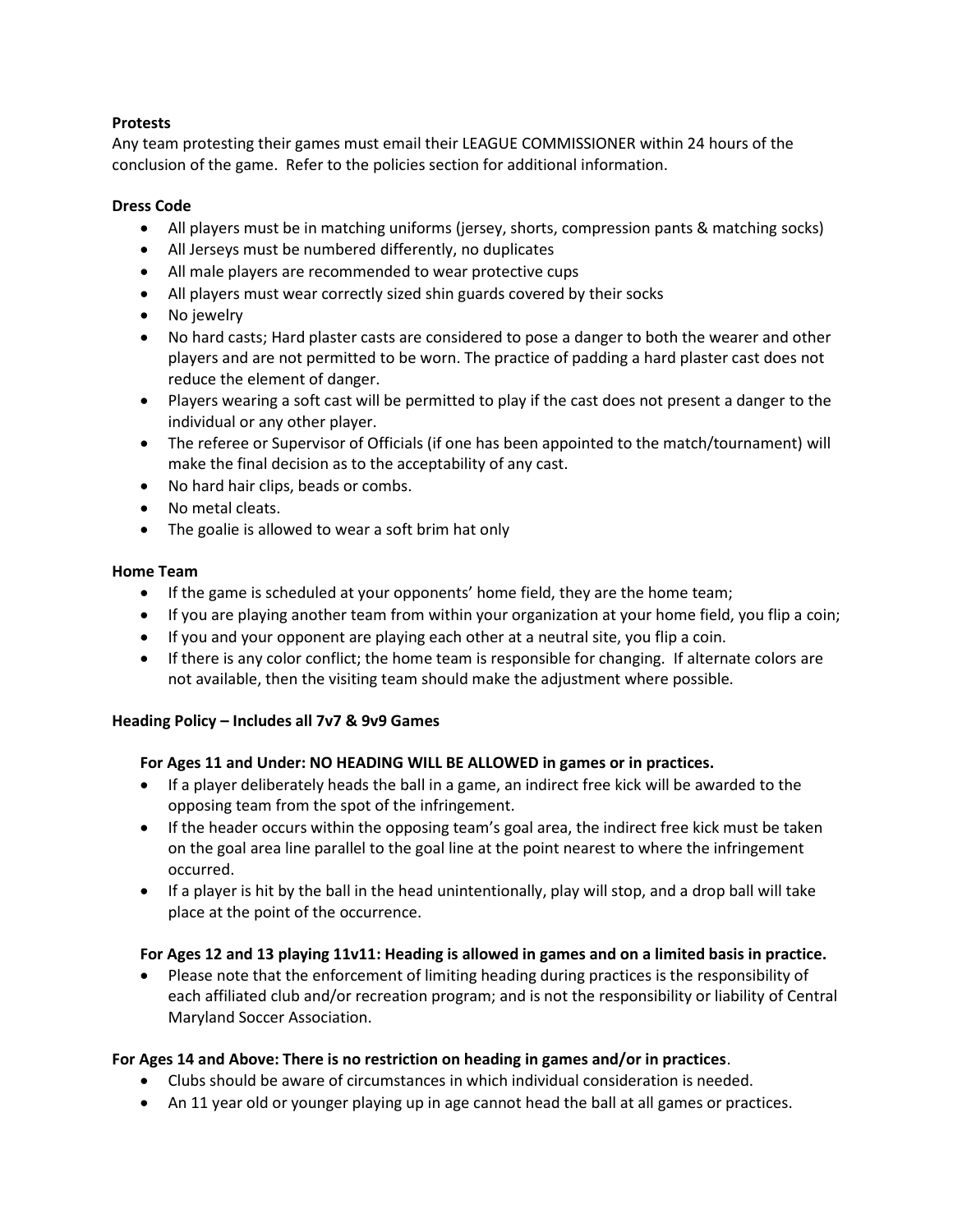**Protests**

Any team protesting their games must email their LEAGUE COMMISSIONER within 24 hours of the conclusion of the game. Refer to the policies section for additional information.

**Dress Code**

- All players must be in matching uniforms (jersey, shorts, compression pants & matching socks)
- All Jerseys must be numbered differently, no duplicates
- All male players are recommended to wear protective cups
- All players must wear correctly sized shin guards covered by their socks
- No jewelry
- No hard casts; Hard plaster casts are considered to pose a danger to both the wearer and other players and are not permitted to be worn. The practice of padding a hard plaster cast does not reduce the element of danger.
- Players wearing a soft cast will be permitted to play if the cast does not present a danger to the individual or any other player.
- The referee or Supervisor of Officials (if one has been appointed to the match/tournament) will make the final decision as to the acceptability of any cast.
- No hard hair clips, beads or combs.
- No metal cleats.
- The goalie is allowed to wear a soft brim hat only

**Home Team**

- If the game is scheduled at your opponents' home field, they are the home team;
- If you are playing another team from within your organization at your home field, you flip a coin;
- If you and your opponent are playing each other at a neutral site, you flip a coin.
- If there is any color conflict; the home team is responsible for changing. If alternate colors are not available, then the visiting team should make the adjustment where possible.

**Heading Policy – Includes all 7v7 & 9v9 Games**

**For Ages 11 and Under: NO HEADING WILL BE ALLOWED in games or in practices.**

- If a player deliberately heads the ball in a game, an indirect free kick will be awarded to the opposing team from the spot of the infringement.
- If the header occurs within the opposing team's goal area, the indirect free kick must be taken on the goal area line parallel to the goal line at the point nearest to where the infringement occurred.
- If a player is hit by the ball in the head unintentionally, play will stop, and a drop ball will take place at the point of the occurrence.

**For Ages 12 and 13 playing 11v11: Heading is allowed in games and on a limited basis in practice.**

- Please note that the enforcement of limiting heading during practices is the responsibility of each affiliated club and/or recreation program; and is not the responsibility or liability of Central Maryland Soccer Association.

**For Ages 14 and Above: There is no restriction on heading in games and/or in practices**.

- Clubs should be aware of circumstances in which individual consideration is needed.
- An 11 year old or younger playing up in age cannot head the ball at all games or practices.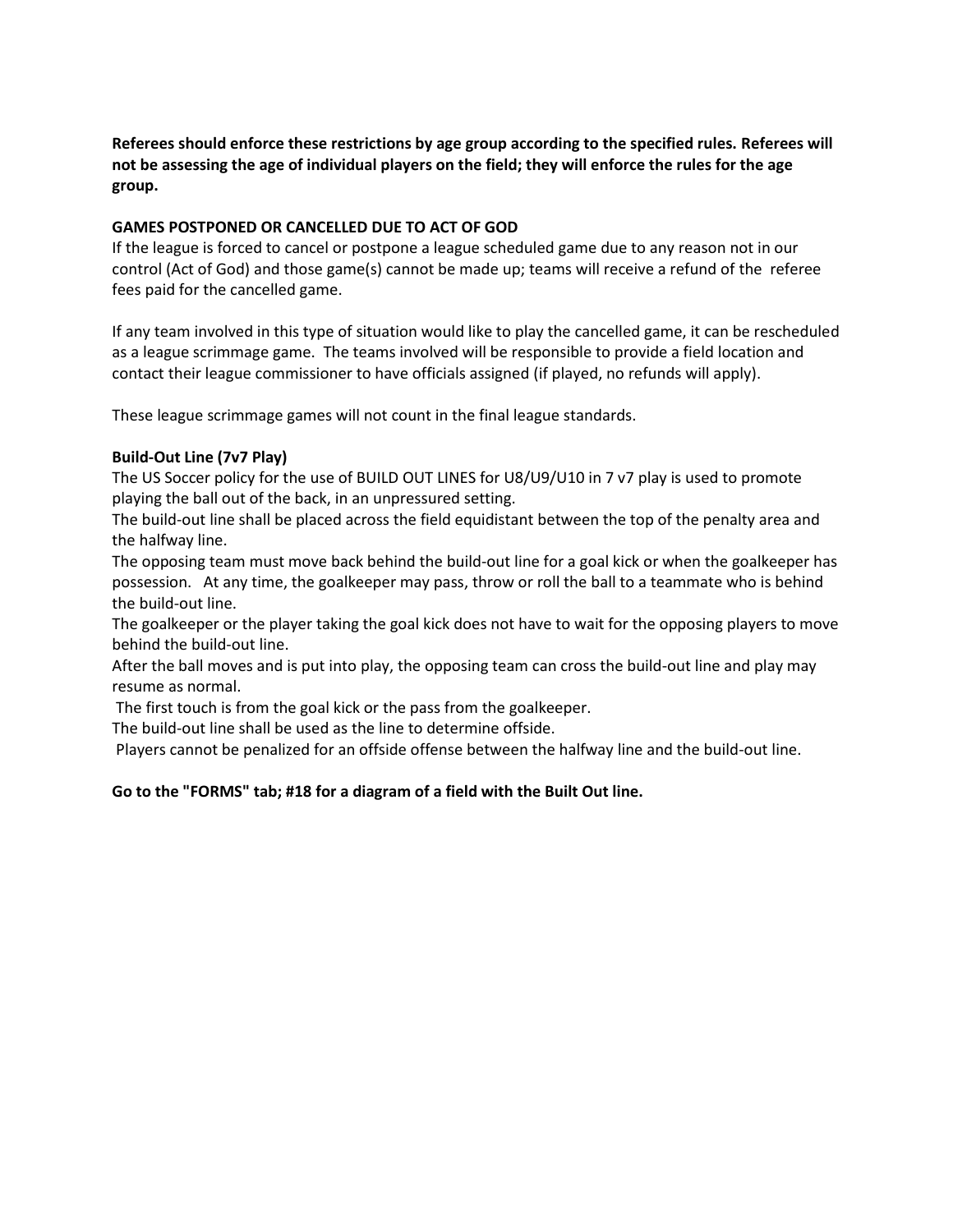**Referees should enforce these restrictions by age group according to the specified rules. Referees will not be assessing the age of individual players on the field; they will enforce the rules for the age group.**

**GAMES POSTPONED OR CANCELLED DUE TO ACT OF GOD**

If the league is forced to cancel or postpone a league scheduled game due to any reason not in our control (Act of God) and those game(s) cannot be made up; teams will receive a refund of the referee fees paid for the cancelled game.

If any team involved in this type of situation would like to play the cancelled game, it can be rescheduled as a league scrimmage game. The teams involved will be responsible to provide a field location and contact their league commissioner to have officials assigned (if played, no refunds will apply).

These league scrimmage games will not count in the final league standards.

**Build-Out Line (7v7 Play)**

The US Soccer policy for the use of BUILD OUT LINES for U8/U9/U10 in 7 v7 play is used to promote playing the ball out of the back, in an unpressured setting.

The build-out line shall be placed across the field equidistant between the top of the penalty area and the halfway line.

The opposing team must move back behind the build-out line for a goal kick or when the goalkeeper has possession. At any time, the goalkeeper may pass, throw or roll the ball to a teammate who is behind the build-out line.

The goalkeeper or the player taking the goal kick does not have to wait for the opposing players to move behind the build-out line.

After the ball moves and is put into play, the opposing team can cross the build-out line and play may resume as normal.

The first touch is from the goal kick or the pass from the goalkeeper.

The build-out line shall be used as the line to determine offside.

Players cannot be penalized for an offside offense between the halfway line and the build-out line.

**Go to the "FORMS" tab; #18 for a diagram of a field with the Built Out line.**